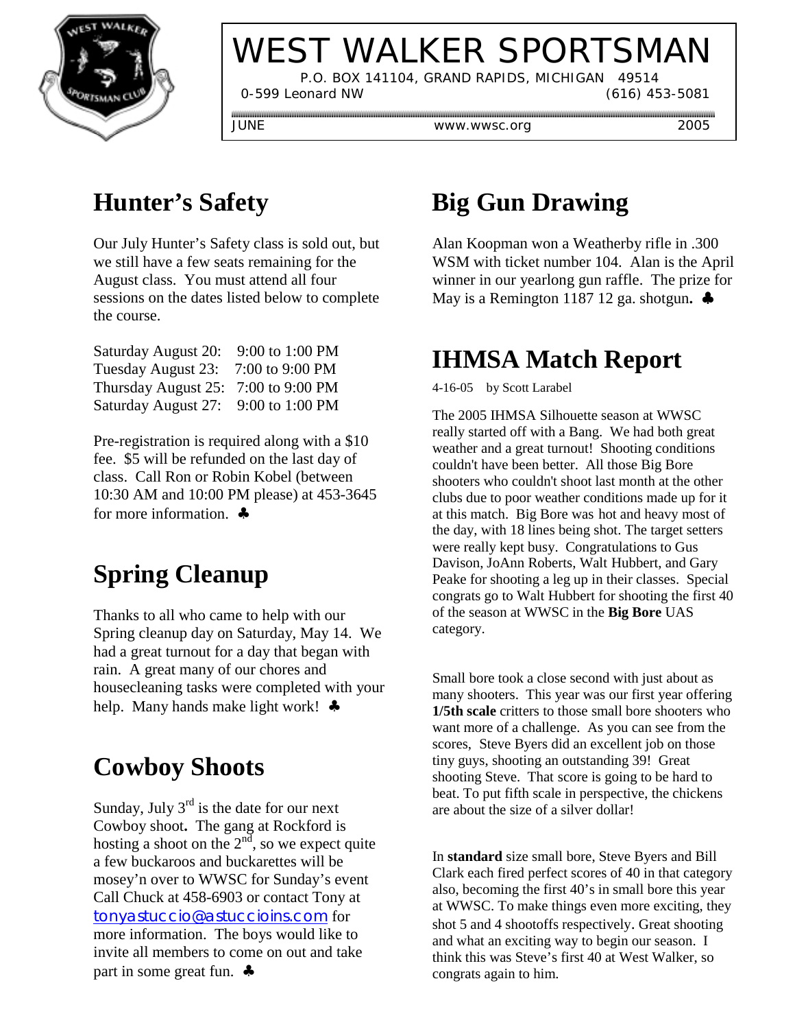# WEST WALKER SPORTSMAN

P.O. BOX 141104, GRAND RAPIDS, MICHIGAN 49514

0-599 Leonard NW (616) 453-5081

JUNE www.wwsc.org 2005

## Hunter's Safety

Our July Hunter's Safety class is sold out, but we still have a few seats remaining for the August class. You must attend all four sessions on the dates listed below to complete the course.

Saturday August 20: 9:00 to 1:00 PM
Tuesday August 23: 7:00 to 9:00 PM
Thursday August 25: 7:00 to 9:00 PM
Saturday August 27: 9:00 to 1:00 PM

Pre-registration is required along with a $10 fee. $5 will be refunded on the last day of class. Call Ron or Robin Kobel (between 10:30 AM and 10:00 PM please) at 453-3645 for more information. ♣

## Spring Cleanup

Thanks to all who came to help with our Spring cleanup day on Saturday, May 14. We had a great turnout for a day that began with rain. A great many of our chores and housecleaning tasks were completed with your help. Many hands make light work! ♣

## Cowboy Shoots

Sunday, July 3rd is the date for our next Cowboy shoot**.** The gang at Rockford is hosting a shoot on the 2nd, so we expect quite a few buckaroos and buckarettes will be mosey'n over to WWSC for Sunday's event Call Chuck at 458-6903 or contact Tony at tonyastuccio@astuccioins.com for more information. The boys would like to invite all members to come on out and take part in some great fun. ♣

## Big Gun Drawing

Alan Koopman won a Weatherby rifle in .300 WSM with ticket number 104. Alan is the April winner in our yearlong gun raffle. The prize for May is a Remington 1187 12 ga. shotgun**.** ♣

## IHMSA Match Report

4-16-05 by Scott Larabel

The 2005 IHMSA Silhouette season at WWSC really started off with a Bang. We had both great weather and a great turnout! Shooting conditions couldn't have been better. All those Big Bore shooters who couldn't shoot last month at the other clubs due to poor weather conditions made up for it at this match. Big Bore was hot and heavy most of the day, with 18 lines being shot. The target setters were really kept busy. Congratulations to Gus Davison, JoAnn Roberts, Walt Hubbert, and Gary Peake for shooting a leg up in their classes. Special congrats go to Walt Hubbert for shooting the first 40 of the season at WWSC in the **Big Bore** UAS category.

Small bore took a close second with just about as many shooters. This year was our first year offering **1/5th scale** critters to those small bore shooters who want more of a challenge. As you can see from the scores, Steve Byers did an excellent job on those tiny guys, shooting an outstanding 39! Great shooting Steve. That score is going to be hard to beat. To put fifth scale in perspective, the chickens are about the size of a silver dollar!

In **standard** size small bore, Steve Byers and Bill Clark each fired perfect scores of 40 in that category also, becoming the first 40's in small bore this year at WWSC. To make things even more exciting, they shot 5 and 4 shootoffs respectively. Great shooting and what an exciting way to begin our season. I think this was Steve's first 40 at West Walker, so congrats again to him.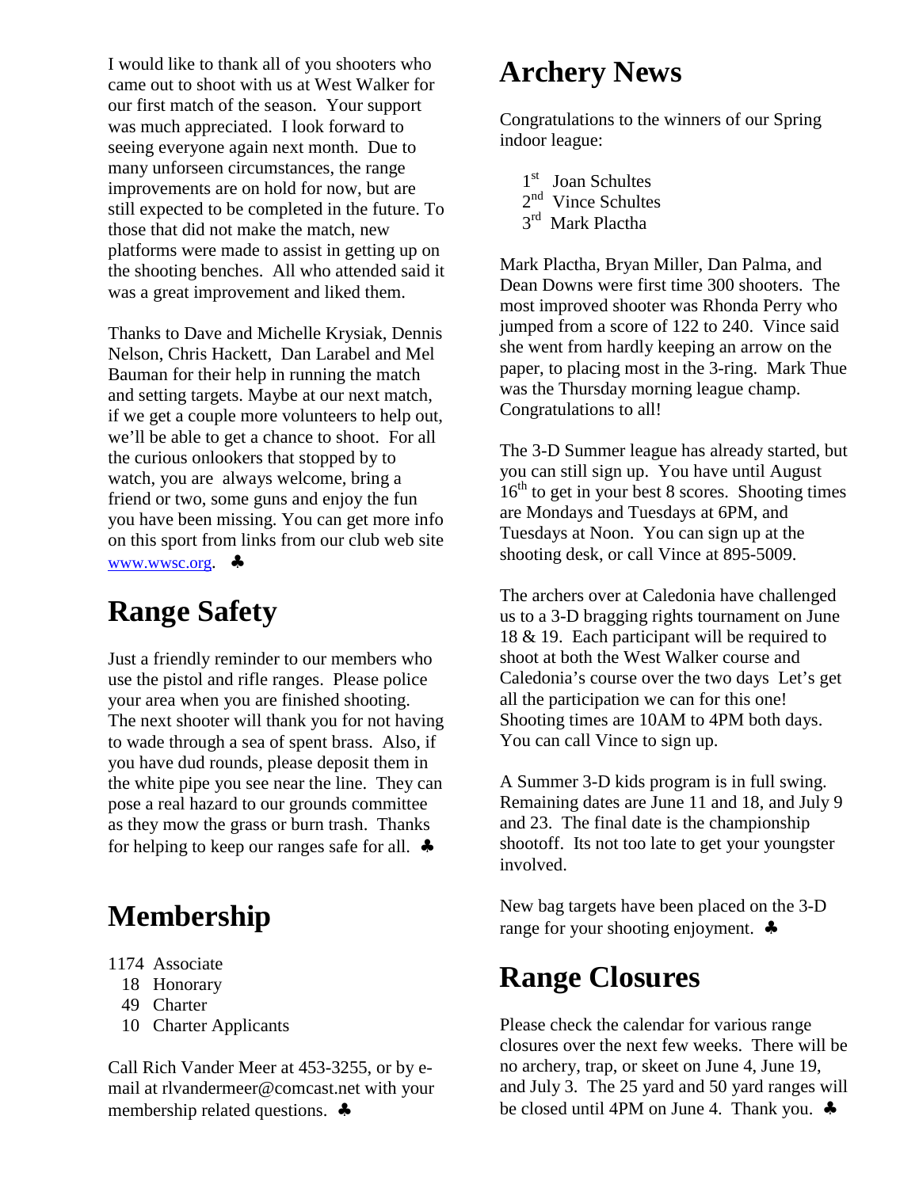I would like to thank all of you shooters who came out to shoot with us at West Walker for our first match of the season. Your support was much appreciated. I look forward to seeing everyone again next month. Due to many unforseen circumstances, the range improvements are on hold for now, but are still expected to be completed in the future. To those that did not make the match, new platforms were made to assist in getting up on the shooting benches. All who attended said it was a great improvement and liked them.

Thanks to Dave and Michelle Krysiak, Dennis Nelson, Chris Hackett, Dan Larabel and Mel Bauman for their help in running the match and setting targets. Maybe at our next match, if we get a couple more volunteers to help out, we'll be able to get a chance to shoot. For all the curious onlookers that stopped by to watch, you are always welcome, bring a friend or two, some guns and enjoy the fun you have been missing. You can get more info on this sport from links from our club web site www.wwsc.org. ♣

# Range Safety

Just a friendly reminder to our members who use the pistol and rifle ranges. Please police your area when you are finished shooting. The next shooter will thank you for not having to wade through a sea of spent brass. Also, if you have dud rounds, please deposit them in the white pipe you see near the line. They can pose a real hazard to our grounds committee as they mow the grass or burn trash. Thanks for helping to keep our ranges safe for all. ♣

# Membership

1174 Associate
18 Honorary
49 Charter
10 Charter Applicants

Call Rich Vander Meer at 453-3255, or by e-mail at rlvandermeer@comcast.net with your membership related questions. ♣

# Archery News

Congratulations to the winners of our Spring indoor league:

1st Joan Schultes
2nd Vince Schultes
3rd Mark Plactha

Mark Plactha, Bryan Miller, Dan Palma, and Dean Downs were first time 300 shooters. The most improved shooter was Rhonda Perry who jumped from a score of 122 to 240. Vince said she went from hardly keeping an arrow on the paper, to placing most in the 3-ring. Mark Thue was the Thursday morning league champ. Congratulations to all!

The 3-D Summer league has already started, but you can still sign up. You have until August 16th to get in your best 8 scores. Shooting times are Mondays and Tuesdays at 6PM, and Tuesdays at Noon. You can sign up at the shooting desk, or call Vince at 895-5009.

The archers over at Caledonia have challenged us to a 3-D bragging rights tournament on June 18 & 19. Each participant will be required to shoot at both the West Walker course and Caledonia's course over the two days Let's get all the participation we can for this one! Shooting times are 10AM to 4PM both days. You can call Vince to sign up.

A Summer 3-D kids program is in full swing. Remaining dates are June 11 and 18, and July 9 and 23. The final date is the championship shootoff. Its not too late to get your youngster involved.

New bag targets have been placed on the 3-D range for your shooting enjoyment. ♣

# Range Closures

Please check the calendar for various range closures over the next few weeks. There will be no archery, trap, or skeet on June 4, June 19, and July 3. The 25 yard and 50 yard ranges will be closed until 4PM on June 4. Thank you. ♣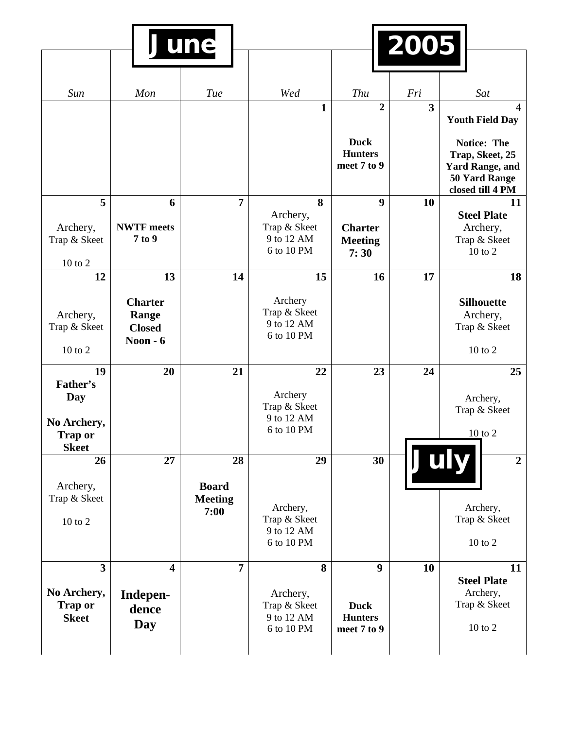# June 2005

| *Sun* | *Mon* | *Tue* | *Wed* | *Thu* | *Fri* | *Sat* |
|---|---|---|---|---|---|---|
| | | | **1** | **2** **Duck Hunters meet 7 to 9** | **3** | 4 **Youth Field Day** **Notice: The Trap, Skeet, 25 Yard Range, and 50 Yard Range closed till 4 PM** |
| **5** Archery, Trap & Skeet 10 to 2 | **6** **NWTF meets 7 to 9** | **7** | **8** Archery, Trap & Skeet 9 to 12 AM 6 to 10 PM | **9** **Charter Meeting 7: 30** | **10** | **11** **Steel Plate** Archery, Trap & Skeet 10 to 2 |
| **12** Archery, Trap & Skeet 10 to 2 | **13** **Charter Range Closed Noon - 6** | **14** | **15** Archery Trap & Skeet 9 to 12 AM 6 to 10 PM | **16** | **17** | **18** **Silhouette** Archery, Trap & Skeet 10 to 2 |
| **19** **Father's Day** **No Archery, Trap or Skeet** | **20** | **21** | **22** Archery Trap & Skeet 9 to 12 AM 6 to 10 PM | **23** | **24** | **25** Archery, Trap & Skeet 10 to 2 |
| **26** Archery, Trap & Skeet 10 to 2 | **27** | **28** **Board Meeting 7:00** | **29** Archery, Trap & Skeet 9 to 12 AM 6 to 10 PM | **30** | **July** | **2** Archery, Trap & Skeet 10 to 2 |
| **3** **No Archery, Trap or Skeet** | **4** **Indepen-dence Day** | **7** | **8** Archery, Trap & Skeet 9 to 12 AM 6 to 10 PM | **9** **Duck Hunters meet 7 to 9** | **10** | **11** **Steel Plate** Archery, Trap & Skeet 10 to 2 |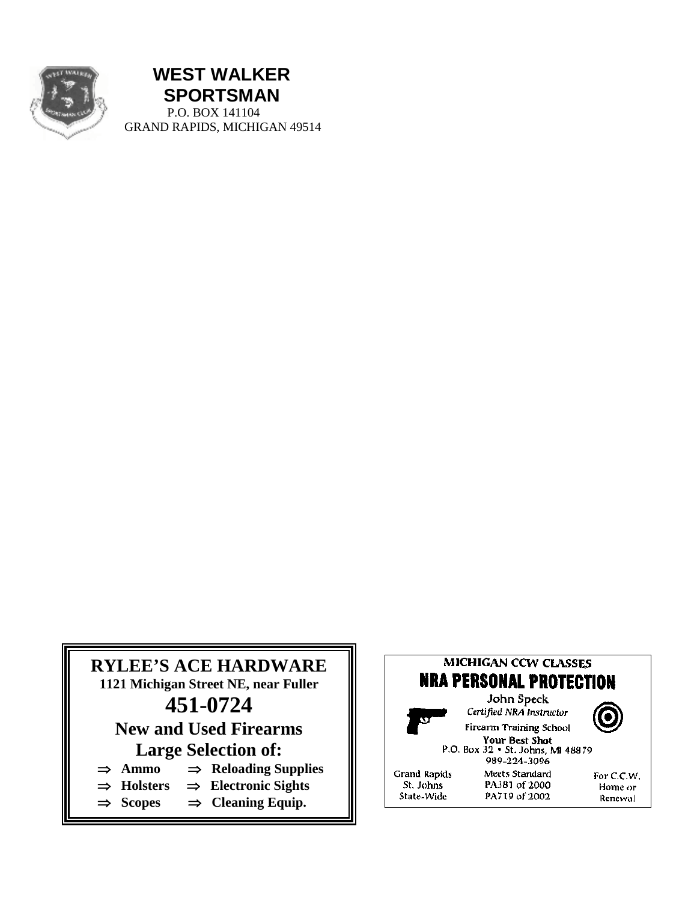**WEST WALKER SPORTSMAN**

P.O. BOX 141104
GRAND RAPIDS, MICHIGAN 49514

## RYLEE'S ACE HARDWARE

**1121 Michigan Street NE, near Fuller**

## 451-0724

**New and Used Firearms**

**Large Selection of:**

- ⇒ **Ammo** ⇒ **Reloading Supplies**
- ⇒ **Holsters** ⇒ **Electronic Sights**
- ⇒ **Scopes** ⇒ **Cleaning Equip.**

MICHIGAN CCW CLASSES

**NRA PERSONAL PROTECTION**

John Speck
*Certified NRA Instructor*
Firearm Training School
**Your Best Shot**
P.O. Box 32 • St. Johns, MI 48879
989-224-3096

Grand Rapids
St. Johns
State-Wide

Meets Standard
PA381 of 2000
PA719 of 2002

For C.C.W.
Home or
Renewal